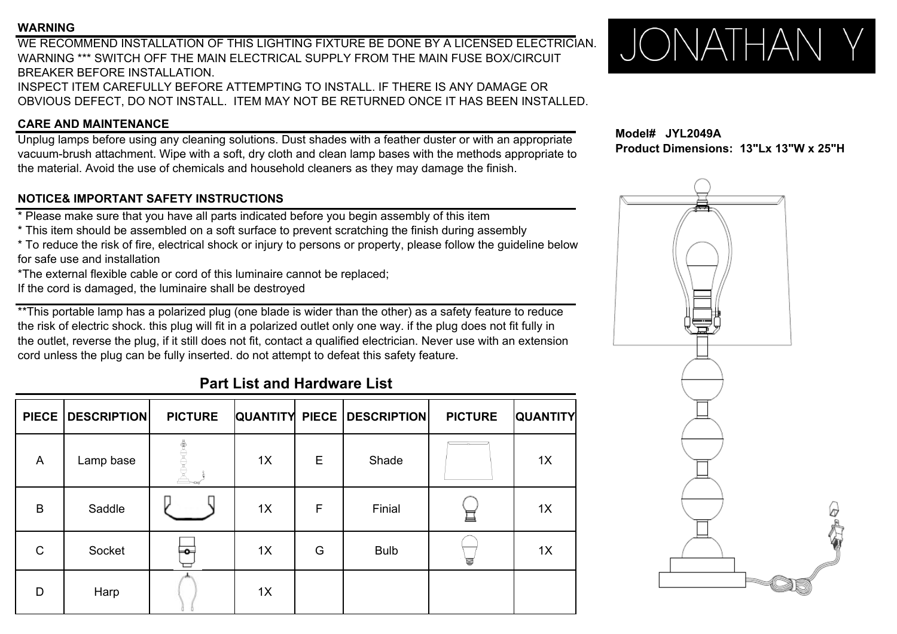## WARNING

WE RECOMMEND INSTALLATION OF THIS LIGHTING FIXTURE BE DONE BY A LICENSED ELECTRICIAN.
WARNING *** SWITCH OFF THE MAIN ELECTRICAL SUPPLY FROM THE MAIN FUSE BOX/CIRCUIT BREAKER BEFORE INSTALLATION.
INSPECT ITEM CAREFULLY BEFORE ATTEMPTING TO INSTALL. IF THERE IS ANY DAMAGE OR OBVIOUS DEFECT, DO NOT INSTALL. ITEM MAY NOT BE RETURNED ONCE IT HAS BEEN INSTALLED.

# JONATHAN Y

**Model# JYL2049A**
**Product Dimensions: 13"Lx 13"W x 25"H**

## CARE AND MAINTENANCE

Unplug lamps before using any cleaning solutions. Dust shades with a feather duster or with an appropriate vacuum-brush attachment. Wipe with a soft, dry cloth and clean lamp bases with the methods appropriate to the material. Avoid the use of chemicals and household cleaners as they may damage the finish.

## NOTICE& IMPORTANT SAFETY INSTRUCTIONS

* Please make sure that you have all parts indicated before you begin assembly of this item
* This item should be assembled on a soft surface to prevent scratching the finish during assembly
* To reduce the risk of fire, electrical shock or injury to persons or property, please follow the guideline below for safe use and installation

*The external flexible cable or cord of this luminaire cannot be replaced;
If the cord is damaged, the luminaire shall be destroyed

**This portable lamp has a polarized plug (one blade is wider than the other) as a safety feature to reduce the risk of electric shock. this plug will fit in a polarized outlet only one way. if the plug does not fit fully in the outlet, reverse the plug, if it still does not fit, contact a qualified electrician. Never use with an extension cord unless the plug can be fully inserted. do not attempt to defeat this safety feature.

## Part List and Hardware List

| PIECE | DESCRIPTION | PICTURE | QUANTITY | PIECE | DESCRIPTION | PICTURE | QUANTITY |
|---|---|---|---|---|---|---|---|
| A | Lamp base | | 1X | E | Shade | | 1X |
| B | Saddle | | 1X | F | Finial | | 1X |
| C | Socket | | 1X | G | Bulb | | 1X |
| D | Harp | | 1X | | | | |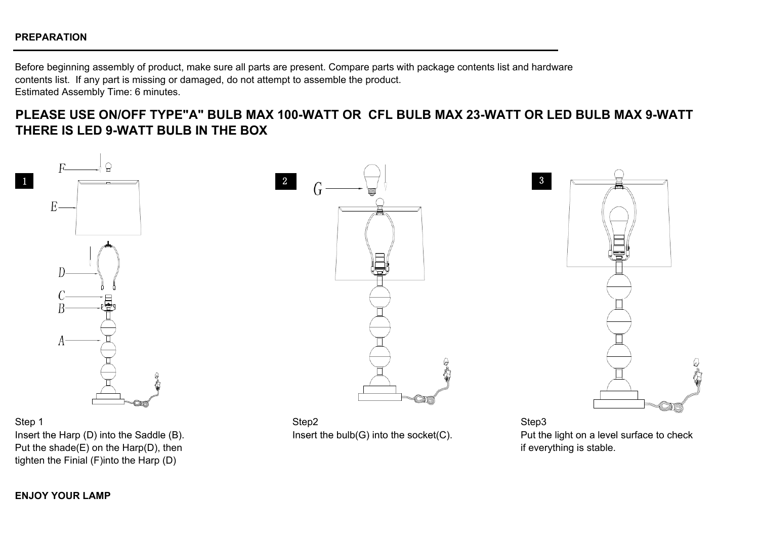## PREPARATION

Before beginning assembly of product, make sure all parts are present. Compare parts with package contents list and hardware contents list. If any part is missing or damaged, do not attempt to assemble the product.
Estimated Assembly Time: 6 minutes.

## PLEASE USE ON/OFF TYPE"A" BULB MAX 100-WATT OR CFL BULB MAX 23-WATT OR LED BULB MAX 9-WATT THERE IS LED 9-WATT BULB IN THE BOX

1

F
E
D
C
B
A

2

G

3

Step 1
Insert the Harp (D) into the Saddle (B). Put the shade(E) on the Harp(D), then tighten the Finial (F)into the Harp (D)

Step2
Insert the bulb(G) into the socket(C).

Step3
Put the light on a level surface to check if everything is stable.

**ENJOY YOUR LAMP**